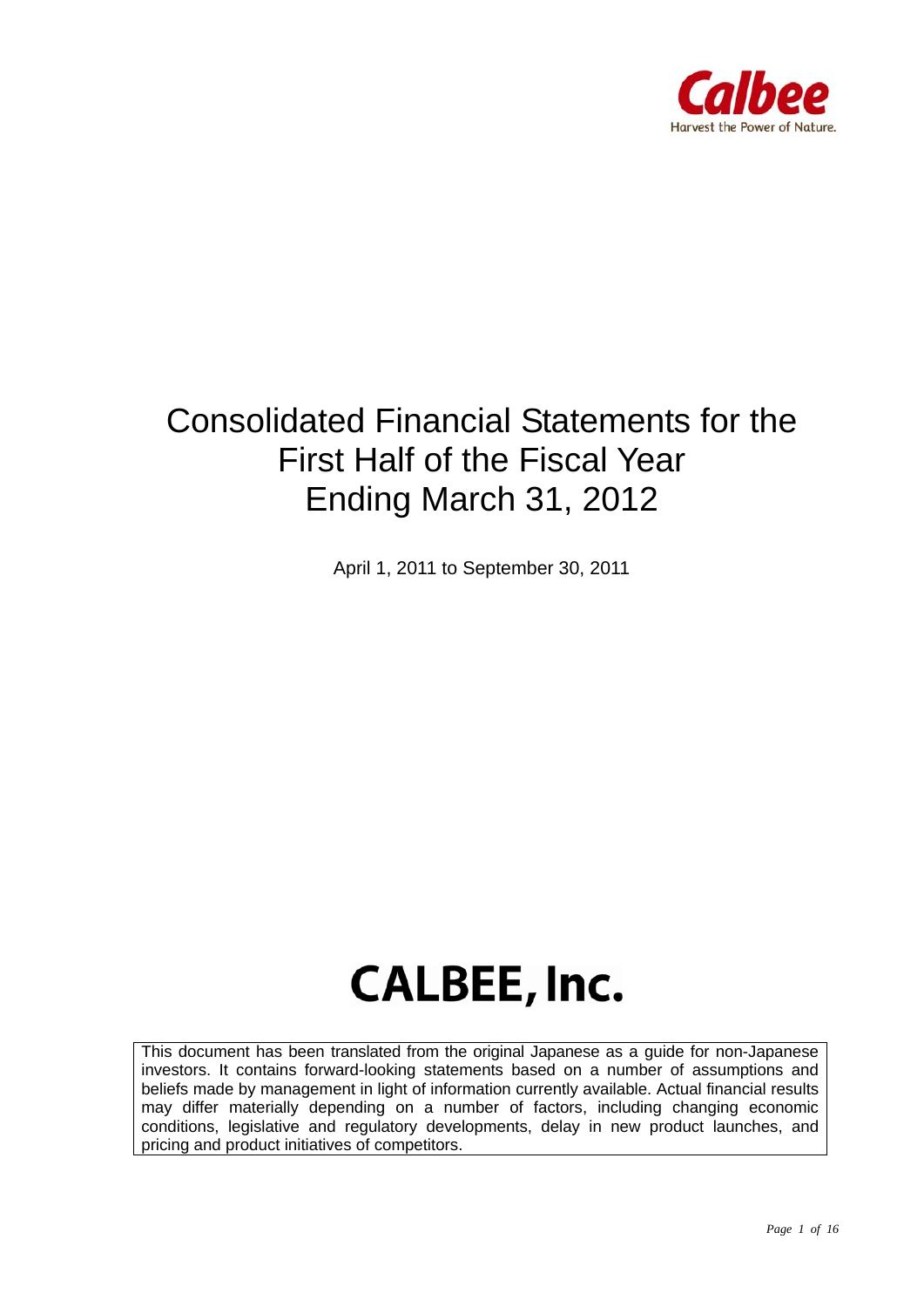Calbee

Harvest the Power of Nature.

# Consolidated Financial Statements for the First Half of the Fiscal Year Ending March 31, 2012

April 1, 2011 to September 30, 2011

## CALBEE, Inc.

This document has been translated from the original Japanese as a guide for non-Japanese investors. It contains forward-looking statements based on a number of assumptions and beliefs made by management in light of information currently available. Actual financial results may differ materially depending on a number of factors, including changing economic conditions, legislative and regulatory developments, delay in new product launches, and pricing and product initiatives of competitors.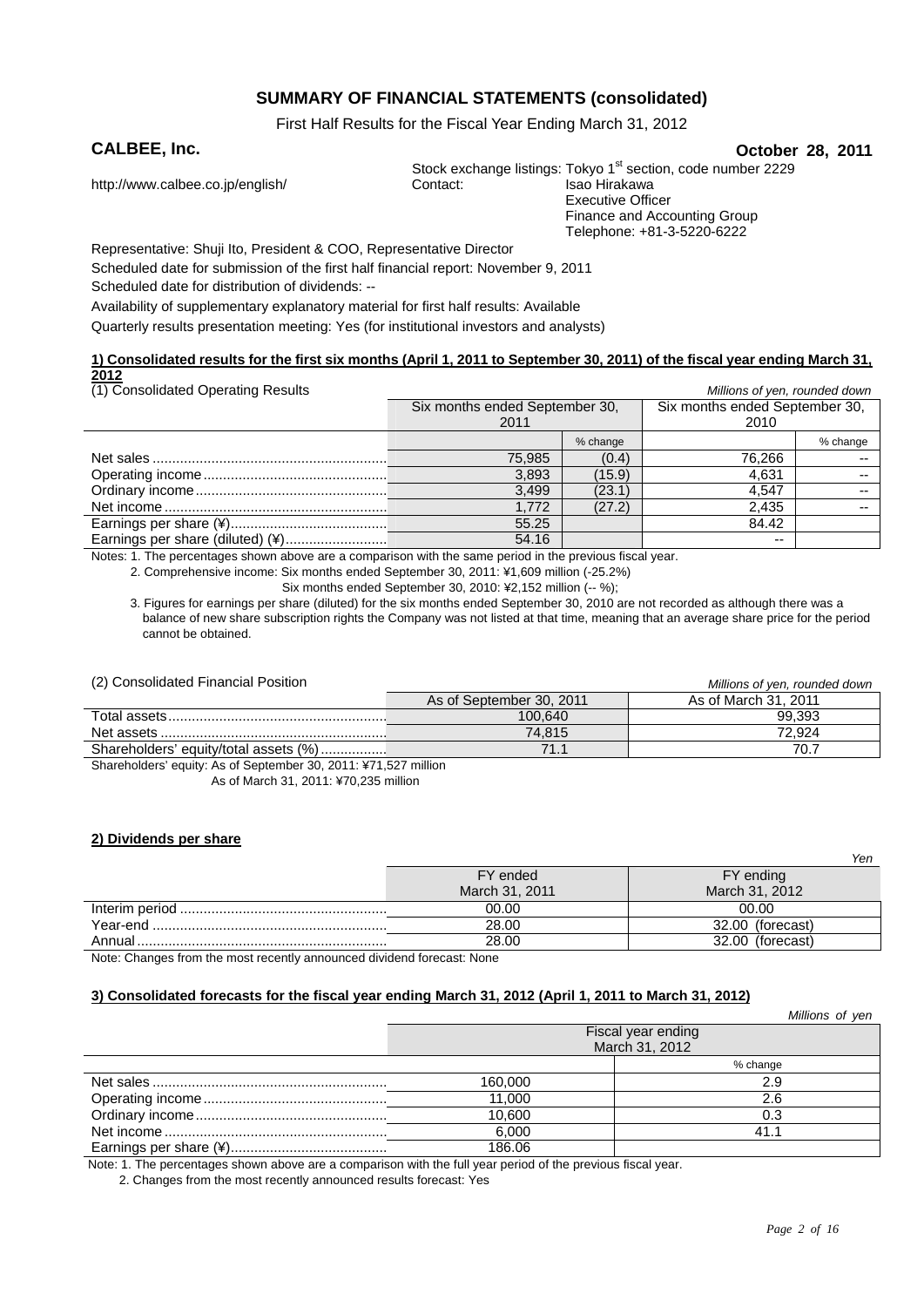# SUMMARY OF FINANCIAL STATEMENTS (consolidated)

First Half Results for the Fiscal Year Ending March 31, 2012

**CALBEE, Inc.** **October 28, 2011**

http://www.calbee.co.jp/english/

Stock exchange listings: Tokyo 1st section, code number 2229

Contact: Isao Hirakawa
Executive Officer
Finance and Accounting Group
Telephone: +81-3-5220-6222

Representative: Shuji Ito, President & COO, Representative Director

Scheduled date for submission of the first half financial report: November 9, 2011

Scheduled date for distribution of dividends: --

Availability of supplementary explanatory material for first half results: Available

Quarterly results presentation meeting: Yes (for institutional investors and analysts)

**1) Consolidated results for the first six months (April 1, 2011 to September 30, 2011) of the fiscal year ending March 31, 2012**

(1) Consolidated Operating Results

*Millions of yen, rounded down*

| | Six months ended September 30, 2011 | | Six months ended September 30, 2010 | |
|---|---|---|---|---|
| | | % change | | % change |
| Net sales | 75,985 | (0.4) | 76,266 | -- |
| Operating income | 3,893 | (15.9) | 4,631 | -- |
| Ordinary income | 3,499 | (23.1) | 4,547 | -- |
| Net income | 1,772 | (27.2) | 2,435 | -- |
| Earnings per share (¥) | 55.25 | | 84.42 | |
| Earnings per share (diluted) (¥) | 54.16 | | -- | |

Notes: 1. The percentages shown above are a comparison with the same period in the previous fiscal year.

2. Comprehensive income: Six months ended September 30, 2011: ¥1,609 million (-25.2%)
Six months ended September 30, 2010: ¥2,152 million (-- %);

3. Figures for earnings per share (diluted) for the six months ended September 30, 2010 are not recorded as although there was a balance of new share subscription rights the Company was not listed at that time, meaning that an average share price for the period cannot be obtained.

(2) Consolidated Financial Position

*Millions of yen, rounded down*

| | As of September 30, 2011 | As of March 31, 2011 |
|---|---|---|
| Total assets | 100,640 | 99,393 |
| Net assets | 74,815 | 72,924 |
| Shareholders' equity/total assets (%) | 71.1 | 70.7 |

Shareholders' equity: As of September 30, 2011: ¥71,527 million
As of March 31, 2011: ¥70,235 million

**2) Dividends per share**

*Yen*

| | FY ended March 31, 2011 | FY ending March 31, 2012 |
|---|---|---|
| Interim period | 00.00 | 00.00 |
| Year-end | 28.00 | 32.00 (forecast) |
| Annual | 28.00 | 32.00 (forecast) |

Note: Changes from the most recently announced dividend forecast: None

**3) Consolidated forecasts for the fiscal year ending March 31, 2012 (April 1, 2011 to March 31, 2012)**

*Millions of yen*

| | Fiscal year ending March 31, 2012 | |
|---|---|---|
| | | % change |
| Net sales | 160,000 | 2.9 |
| Operating income | 11,000 | 2.6 |
| Ordinary income | 10,600 | 0.3 |
| Net income | 6,000 | 41.1 |
| Earnings per share (¥) | 186.06 | |

Note: 1. The percentages shown above are a comparison with the full year period of the previous fiscal year.

2. Changes from the most recently announced results forecast: Yes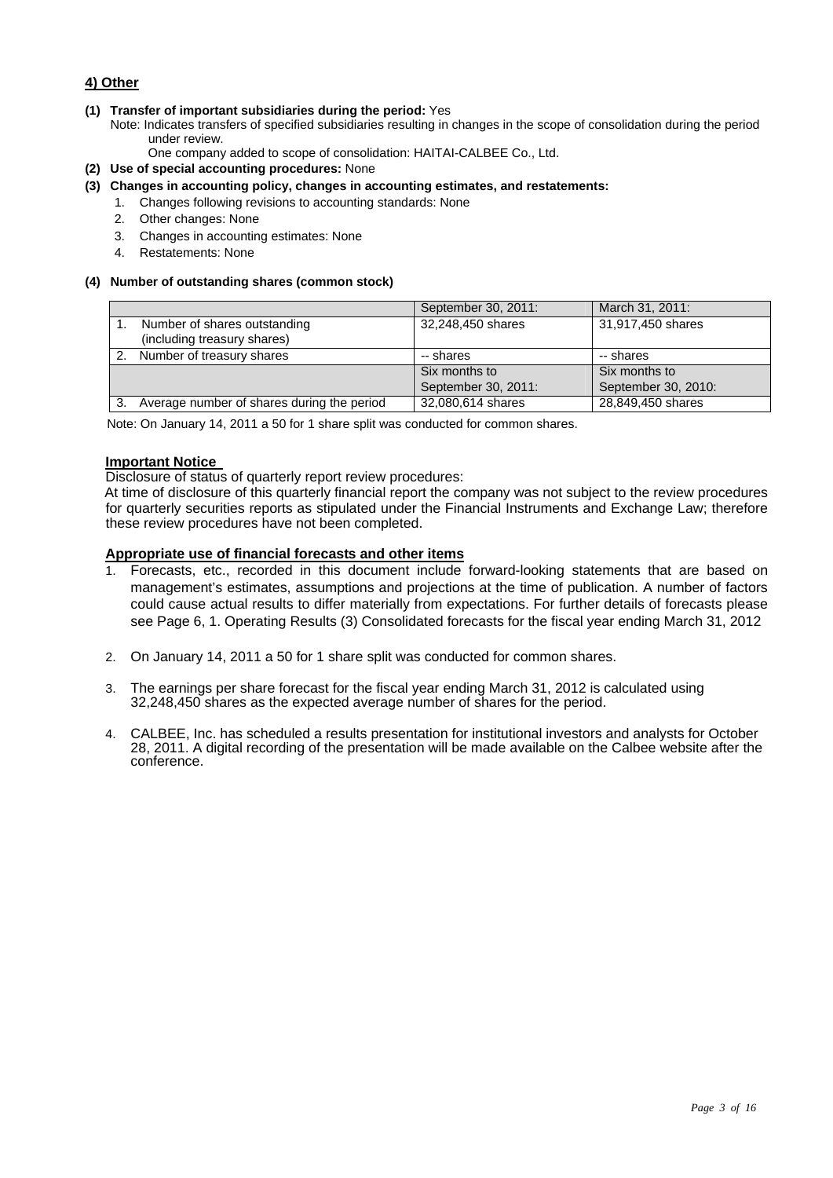## 4) Other

**(1) Transfer of important subsidiaries during the period:** Yes

Note: Indicates transfers of specified subsidiaries resulting in changes in the scope of consolidation during the period under review.

One company added to scope of consolidation: HAITAI-CALBEE Co., Ltd.

**(2) Use of special accounting procedures:** None

**(3) Changes in accounting policy, changes in accounting estimates, and restatements:**

1. Changes following revisions to accounting standards: None
2. Other changes: None
3. Changes in accounting estimates: None
4. Restatements: None

**(4) Number of outstanding shares (common stock)**

| | September 30, 2011: | March 31, 2011: |
|---|---|---|
| 1. Number of shares outstanding (including treasury shares) | 32,248,450 shares | 31,917,450 shares |
| 2. Number of treasury shares | -- shares | -- shares |
| | Six months to September 30, 2011: | Six months to September 30, 2010: |
| 3. Average number of shares during the period | 32,080,614 shares | 28,849,450 shares |

Note: On January 14, 2011 a 50 for 1 share split was conducted for common shares.

**Important Notice**

Disclosure of status of quarterly report review procedures:

At time of disclosure of this quarterly financial report the company was not subject to the review procedures for quarterly securities reports as stipulated under the Financial Instruments and Exchange Law; therefore these review procedures have not been completed.

**Appropriate use of financial forecasts and other items**

1. Forecasts, etc., recorded in this document include forward-looking statements that are based on management's estimates, assumptions and projections at the time of publication. A number of factors could cause actual results to differ materially from expectations. For further details of forecasts please see Page 6, 1. Operating Results (3) Consolidated forecasts for the fiscal year ending March 31, 2012
2. On January 14, 2011 a 50 for 1 share split was conducted for common shares.
3. The earnings per share forecast for the fiscal year ending March 31, 2012 is calculated using 32,248,450 shares as the expected average number of shares for the period.
4. CALBEE, Inc. has scheduled a results presentation for institutional investors and analysts for October 28, 2011. A digital recording of the presentation will be made available on the Calbee website after the conference.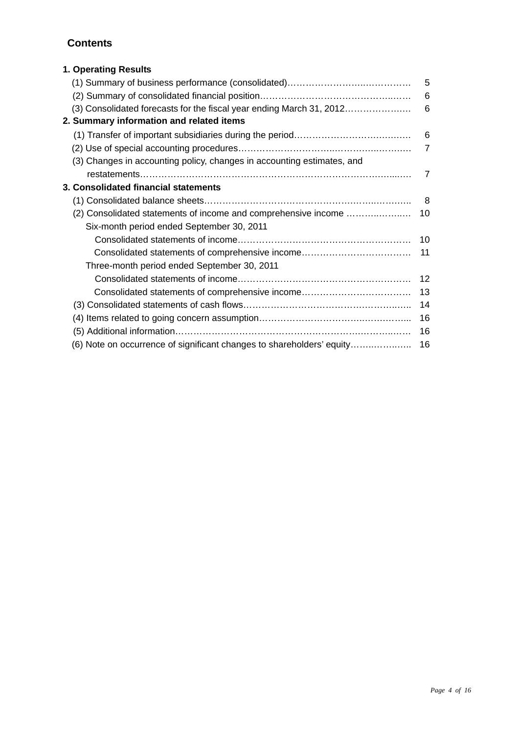## Contents

**1. Operating Results**

| | |
|---|---|
| (1) Summary of business performance (consolidated) | 5 |
| (2) Summary of consolidated financial position | 6 |
| (3) Consolidated forecasts for the fiscal year ending March 31, 2012 | 6 |
| **2. Summary information and related items** | |
| (1) Transfer of important subsidiaries during the period | 6 |
| (2) Use of special accounting procedures | 7 |
| (3) Changes in accounting policy, changes in accounting estimates, and restatements | 7 |
| **3. Consolidated financial statements** | |
| (1) Consolidated balance sheets | 8 |
| (2) Consolidated statements of income and comprehensive income | 10 |
| Six-month period ended September 30, 2011 | |
| Consolidated statements of income | 10 |
| Consolidated statements of comprehensive income | 11 |
| Three-month period ended September 30, 2011 | |
| Consolidated statements of income | 12 |
| Consolidated statements of comprehensive income | 13 |
| (3) Consolidated statements of cash flows | 14 |
| (4) Items related to going concern assumption | 16 |
| (5) Additional information | 16 |
| (6) Note on occurrence of significant changes to shareholders' equity | 16 |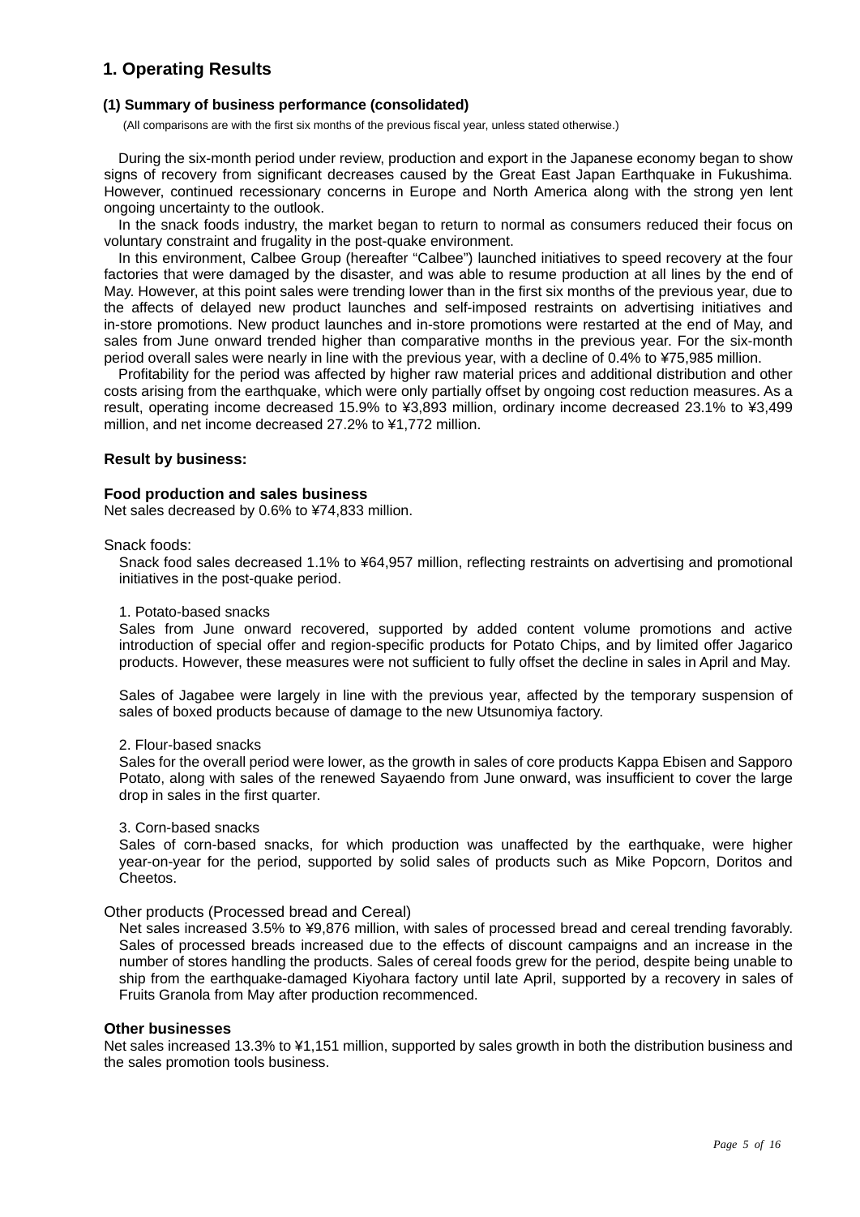# 1. Operating Results

### (1) Summary of business performance (consolidated)

(All comparisons are with the first six months of the previous fiscal year, unless stated otherwise.)

During the six-month period under review, production and export in the Japanese economy began to show signs of recovery from significant decreases caused by the Great East Japan Earthquake in Fukushima. However, continued recessionary concerns in Europe and North America along with the strong yen lent ongoing uncertainty to the outlook.

In the snack foods industry, the market began to return to normal as consumers reduced their focus on voluntary constraint and frugality in the post-quake environment.

In this environment, Calbee Group (hereafter "Calbee") launched initiatives to speed recovery at the four factories that were damaged by the disaster, and was able to resume production at all lines by the end of May. However, at this point sales were trending lower than in the first six months of the previous year, due to the affects of delayed new product launches and self-imposed restraints on advertising initiatives and in-store promotions. New product launches and in-store promotions were restarted at the end of May, and sales from June onward trended higher than comparative months in the previous year. For the six-month period overall sales were nearly in line with the previous year, with a decline of 0.4% to ¥75,985 million.

Profitability for the period was affected by higher raw material prices and additional distribution and other costs arising from the earthquake, which were only partially offset by ongoing cost reduction measures. As a result, operating income decreased 15.9% to ¥3,893 million, ordinary income decreased 23.1% to ¥3,499 million, and net income decreased 27.2% to ¥1,772 million.

### Result by business:

**Food production and sales business**

Net sales decreased by 0.6% to ¥74,833 million.

Snack foods:

Snack food sales decreased 1.1% to ¥64,957 million, reflecting restraints on advertising and promotional initiatives in the post-quake period.

1. Potato-based snacks

Sales from June onward recovered, supported by added content volume promotions and active introduction of special offer and region-specific products for Potato Chips, and by limited offer Jagarico products. However, these measures were not sufficient to fully offset the decline in sales in April and May.

Sales of Jagabee were largely in line with the previous year, affected by the temporary suspension of sales of boxed products because of damage to the new Utsunomiya factory.

2. Flour-based snacks

Sales for the overall period were lower, as the growth in sales of core products Kappa Ebisen and Sapporo Potato, along with sales of the renewed Sayaendo from June onward, was insufficient to cover the large drop in sales in the first quarter.

3. Corn-based snacks

Sales of corn-based snacks, for which production was unaffected by the earthquake, were higher year-on-year for the period, supported by solid sales of products such as Mike Popcorn, Doritos and Cheetos.

Other products (Processed bread and Cereal)

Net sales increased 3.5% to ¥9,876 million, with sales of processed bread and cereal trending favorably. Sales of processed breads increased due to the effects of discount campaigns and an increase in the number of stores handling the products. Sales of cereal foods grew for the period, despite being unable to ship from the earthquake-damaged Kiyohara factory until late April, supported by a recovery in sales of Fruits Granola from May after production recommenced.

**Other businesses**

Net sales increased 13.3% to ¥1,151 million, supported by sales growth in both the distribution business and the sales promotion tools business.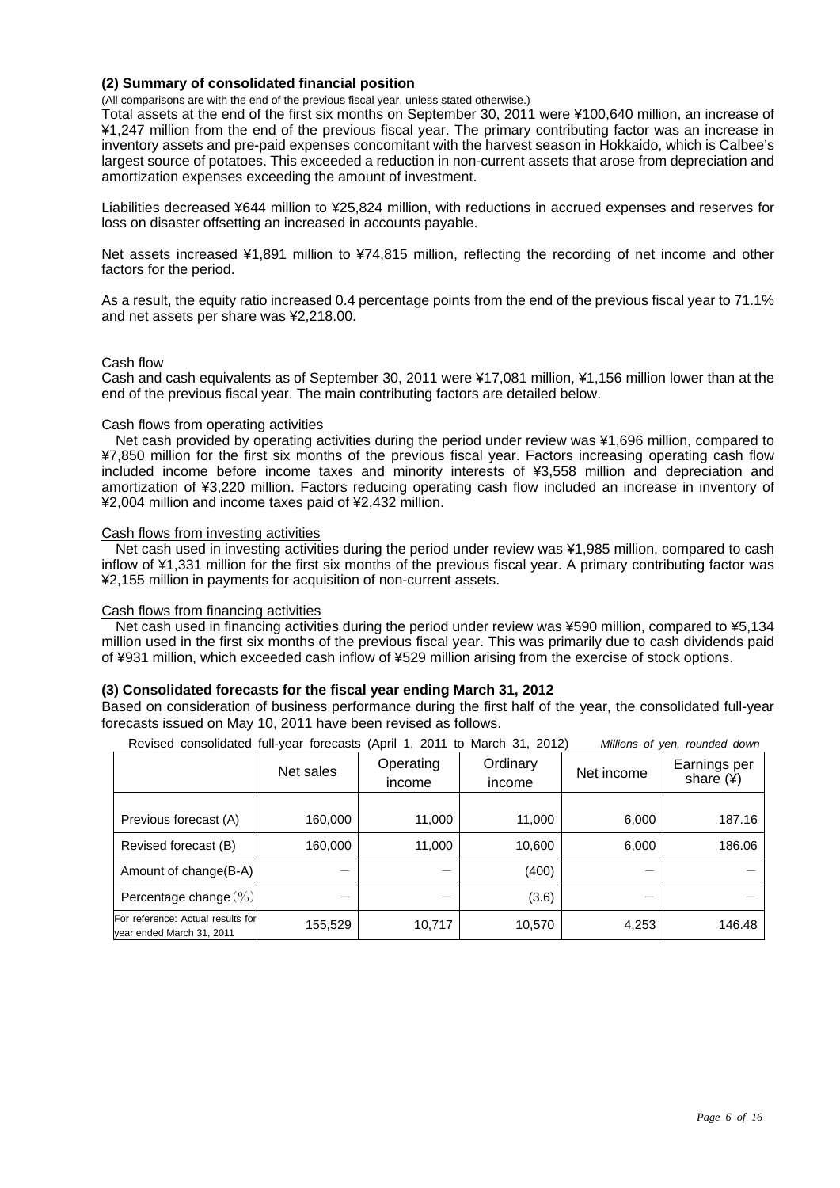### (2) Summary of consolidated financial position

(All comparisons are with the end of the previous fiscal year, unless stated otherwise.)

Total assets at the end of the first six months on September 30, 2011 were ¥100,640 million, an increase of ¥1,247 million from the end of the previous fiscal year. The primary contributing factor was an increase in inventory assets and pre-paid expenses concomitant with the harvest season in Hokkaido, which is Calbee's largest source of potatoes. This exceeded a reduction in non-current assets that arose from depreciation and amortization expenses exceeding the amount of investment.

Liabilities decreased ¥644 million to ¥25,824 million, with reductions in accrued expenses and reserves for loss on disaster offsetting an increased in accounts payable.

Net assets increased ¥1,891 million to ¥74,815 million, reflecting the recording of net income and other factors for the period.

As a result, the equity ratio increased 0.4 percentage points from the end of the previous fiscal year to 71.1% and net assets per share was ¥2,218.00.

Cash flow

Cash and cash equivalents as of September 30, 2011 were ¥17,081 million, ¥1,156 million lower than at the end of the previous fiscal year. The main contributing factors are detailed below.

Cash flows from operating activities

Net cash provided by operating activities during the period under review was ¥1,696 million, compared to ¥7,850 million for the first six months of the previous fiscal year. Factors increasing operating cash flow included income before income taxes and minority interests of ¥3,558 million and depreciation and amortization of ¥3,220 million. Factors reducing operating cash flow included an increase in inventory of ¥2,004 million and income taxes paid of ¥2,432 million.

Cash flows from investing activities

Net cash used in investing activities during the period under review was ¥1,985 million, compared to cash inflow of ¥1,331 million for the first six months of the previous fiscal year. A primary contributing factor was ¥2,155 million in payments for acquisition of non-current assets.

Cash flows from financing activities

Net cash used in financing activities during the period under review was ¥590 million, compared to ¥5,134 million used in the first six months of the previous fiscal year. This was primarily due to cash dividends paid of ¥931 million, which exceeded cash inflow of ¥529 million arising from the exercise of stock options.

### (3) Consolidated forecasts for the fiscal year ending March 31, 2012

Based on consideration of business performance during the first half of the year, the consolidated full-year forecasts issued on May 10, 2011 have been revised as follows.

Revised consolidated full-year forecasts (April 1, 2011 to March 31, 2012) *Millions of yen, rounded down*

| | Net sales | Operating income | Ordinary income | Net income | Earnings per share (¥) |
|---|---|---|---|---|---|
| Previous forecast (A) | 160,000 | 11,000 | 11,000 | 6,000 | 187.16 |
| Revised forecast (B) | 160,000 | 11,000 | 10,600 | 6,000 | 186.06 |
| Amount of change(B-A) | — | — | (400) | — | — |
| Percentage change（%） | — | — | (3.6) | — | — |
| For reference: Actual results for year ended March 31, 2011 | 155,529 | 10,717 | 10,570 | 4,253 | 146.48 |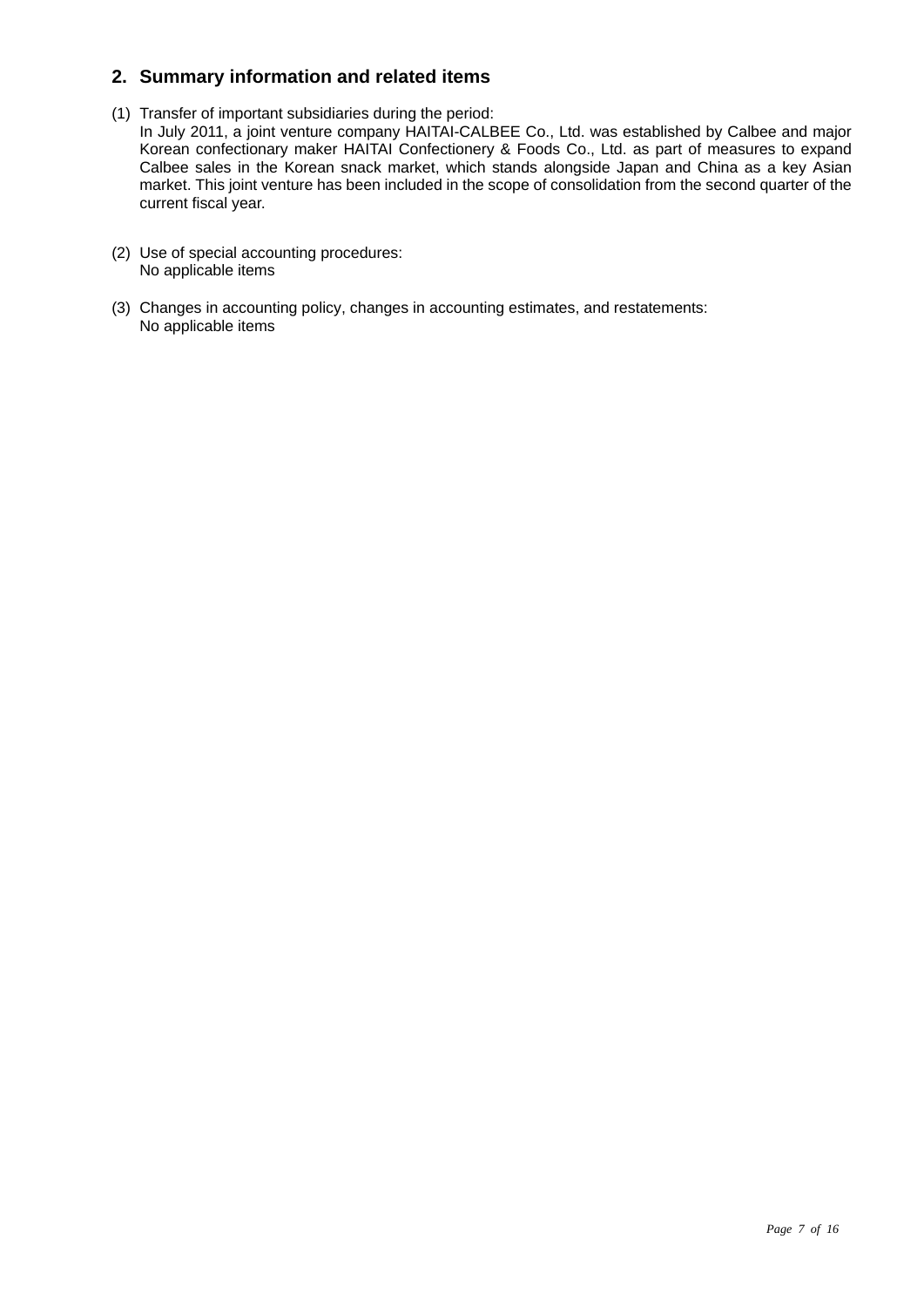## 2. Summary information and related items

(1) Transfer of important subsidiaries during the period:
In July 2011, a joint venture company HAITAI-CALBEE Co., Ltd. was established by Calbee and major Korean confectionary maker HAITAI Confectionery & Foods Co., Ltd. as part of measures to expand Calbee sales in the Korean snack market, which stands alongside Japan and China as a key Asian market. This joint venture has been included in the scope of consolidation from the second quarter of the current fiscal year.

(2) Use of special accounting procedures:
No applicable items

(3) Changes in accounting policy, changes in accounting estimates, and restatements:
No applicable items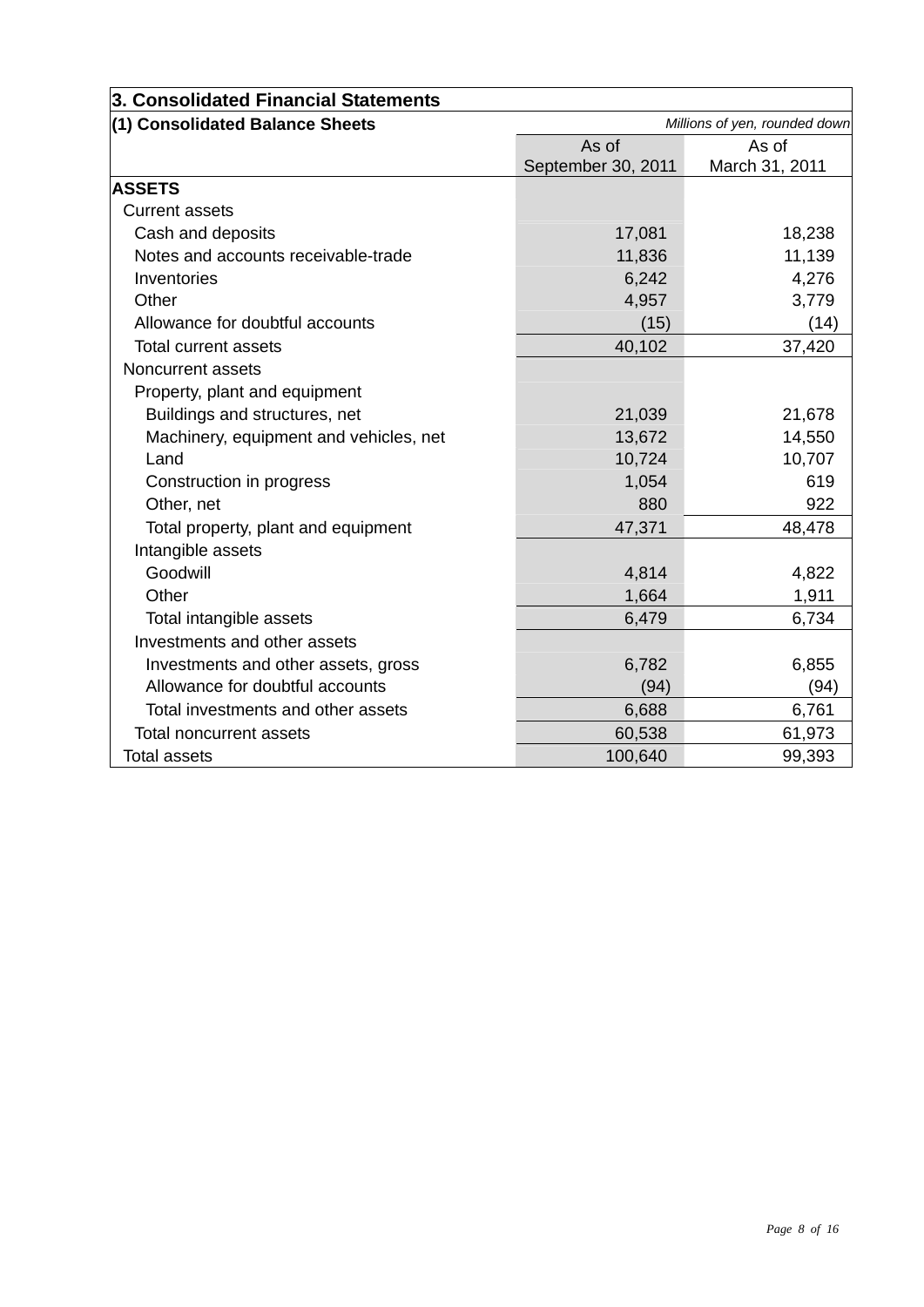## 3. Consolidated Financial Statements

### (1) Consolidated Balance Sheets

*Millions of yen, rounded down*

| | As of September 30, 2011 | As of March 31, 2011 |
|---|---|---|
| **ASSETS** | | |
| Current assets | | |
| Cash and deposits | 17,081 | 18,238 |
| Notes and accounts receivable-trade | 11,836 | 11,139 |
| Inventories | 6,242 | 4,276 |
| Other | 4,957 | 3,779 |
| Allowance for doubtful accounts | (15) | (14) |
| Total current assets | 40,102 | 37,420 |
| Noncurrent assets | | |
| Property, plant and equipment | | |
| Buildings and structures, net | 21,039 | 21,678 |
| Machinery, equipment and vehicles, net | 13,672 | 14,550 |
| Land | 10,724 | 10,707 |
| Construction in progress | 1,054 | 619 |
| Other, net | 880 | 922 |
| Total property, plant and equipment | 47,371 | 48,478 |
| Intangible assets | | |
| Goodwill | 4,814 | 4,822 |
| Other | 1,664 | 1,911 |
| Total intangible assets | 6,479 | 6,734 |
| Investments and other assets | | |
| Investments and other assets, gross | 6,782 | 6,855 |
| Allowance for doubtful accounts | (94) | (94) |
| Total investments and other assets | 6,688 | 6,761 |
| Total noncurrent assets | 60,538 | 61,973 |
| Total assets | 100,640 | 99,393 |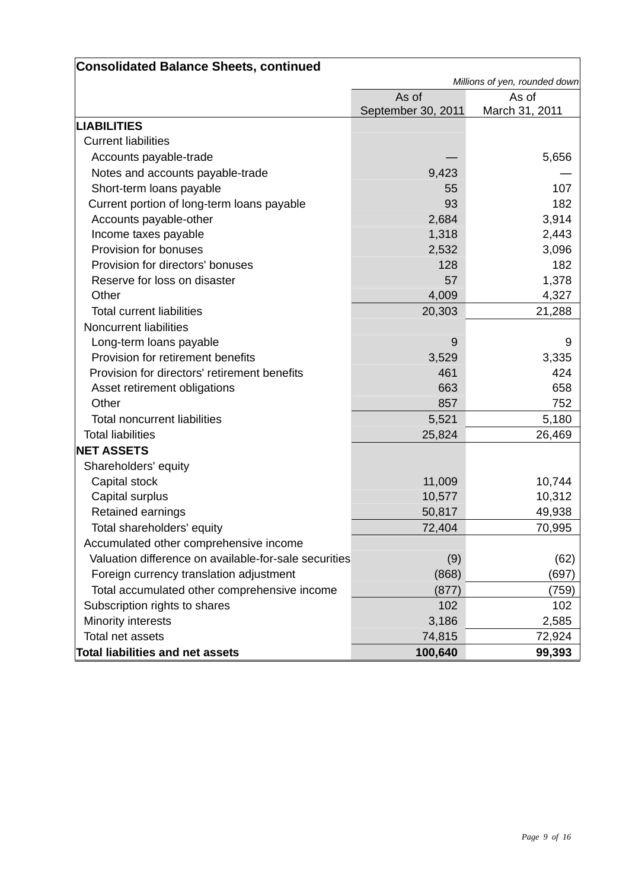## Consolidated Balance Sheets, continued

*Millions of yen, rounded down*

| | As of September 30, 2011 | As of March 31, 2011 |
|---|---|---|
| **LIABILITIES** | | |
| Current liabilities | | |
| Accounts payable-trade | — | 5,656 |
| Notes and accounts payable-trade | 9,423 | — |
| Short-term loans payable | 55 | 107 |
| Current portion of long-term loans payable | 93 | 182 |
| Accounts payable-other | 2,684 | 3,914 |
| Income taxes payable | 1,318 | 2,443 |
| Provision for bonuses | 2,532 | 3,096 |
| Provision for directors' bonuses | 128 | 182 |
| Reserve for loss on disaster | 57 | 1,378 |
| Other | 4,009 | 4,327 |
| Total current liabilities | 20,303 | 21,288 |
| Noncurrent liabilities | | |
| Long-term loans payable | 9 | 9 |
| Provision for retirement benefits | 3,529 | 3,335 |
| Provision for directors' retirement benefits | 461 | 424 |
| Asset retirement obligations | 663 | 658 |
| Other | 857 | 752 |
| Total noncurrent liabilities | 5,521 | 5,180 |
| Total liabilities | 25,824 | 26,469 |
| **NET ASSETS** | | |
| Shareholders' equity | | |
| Capital stock | 11,009 | 10,744 |
| Capital surplus | 10,577 | 10,312 |
| Retained earnings | 50,817 | 49,938 |
| Total shareholders' equity | 72,404 | 70,995 |
| Accumulated other comprehensive income | | |
| Valuation difference on available-for-sale securities | (9) | (62) |
| Foreign currency translation adjustment | (868) | (697) |
| Total accumulated other comprehensive income | (877) | (759) |
| Subscription rights to shares | 102 | 102 |
| Minority interests | 3,186 | 2,585 |
| Total net assets | 74,815 | 72,924 |
| **Total liabilities and net assets** | **100,640** | **99,393** |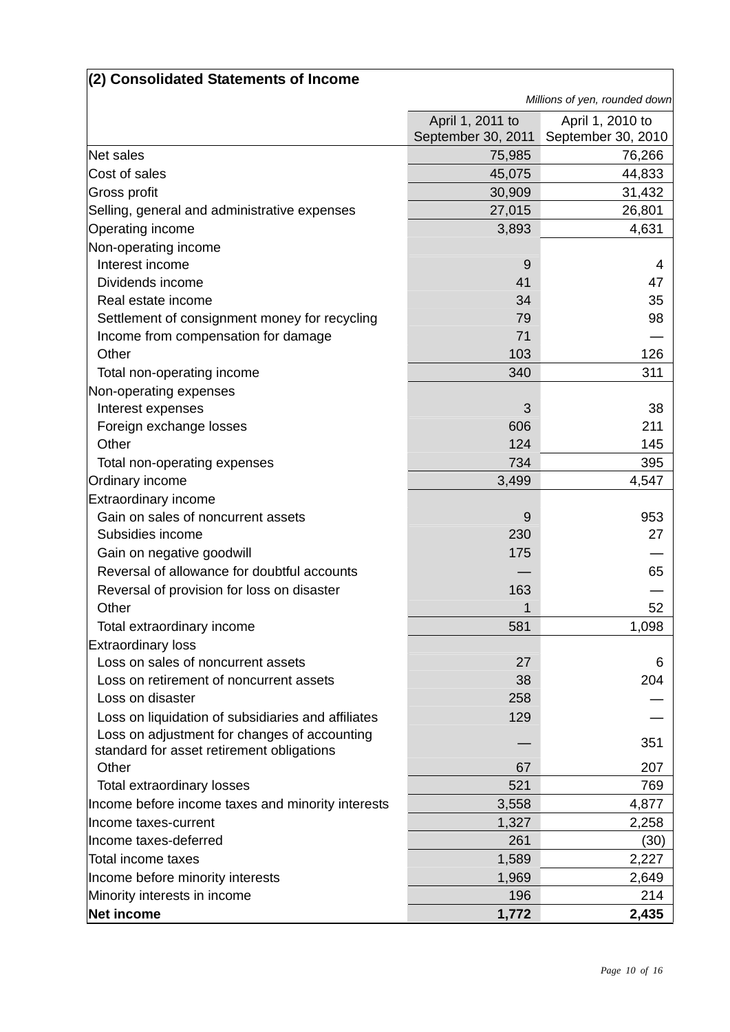## (2) Consolidated Statements of Income

*Millions of yen, rounded down*

| | April 1, 2011 to September 30, 2011 | April 1, 2010 to September 30, 2010 |
|---|---:|---:|
| Net sales | 75,985 | 76,266 |
| Cost of sales | 45,075 | 44,833 |
| Gross profit | 30,909 | 31,432 |
| Selling, general and administrative expenses | 27,015 | 26,801 |
| Operating income | 3,893 | 4,631 |
| Non-operating income | | |
| Interest income | 9 | 4 |
| Dividends income | 41 | 47 |
| Real estate income | 34 | 35 |
| Settlement of consignment money for recycling | 79 | 98 |
| Income from compensation for damage | 71 | — |
| Other | 103 | 126 |
| Total non-operating income | 340 | 311 |
| Non-operating expenses | | |
| Interest expenses | 3 | 38 |
| Foreign exchange losses | 606 | 211 |
| Other | 124 | 145 |
| Total non-operating expenses | 734 | 395 |
| Ordinary income | 3,499 | 4,547 |
| Extraordinary income | | |
| Gain on sales of noncurrent assets | 9 | 953 |
| Subsidies income | 230 | 27 |
| Gain on negative goodwill | 175 | — |
| Reversal of allowance for doubtful accounts | — | 65 |
| Reversal of provision for loss on disaster | 163 | — |
| Other | 1 | 52 |
| Total extraordinary income | 581 | 1,098 |
| Extraordinary loss | | |
| Loss on sales of noncurrent assets | 27 | 6 |
| Loss on retirement of noncurrent assets | 38 | 204 |
| Loss on disaster | 258 | — |
| Loss on liquidation of subsidiaries and affiliates | 129 | — |
| Loss on adjustment for changes of accounting standard for asset retirement obligations | — | 351 |
| Other | 67 | 207 |
| Total extraordinary losses | 521 | 769 |
| Income before income taxes and minority interests | 3,558 | 4,877 |
| Income taxes-current | 1,327 | 2,258 |
| Income taxes-deferred | 261 | (30) |
| Total income taxes | 1,589 | 2,227 |
| Income before minority interests | 1,969 | 2,649 |
| Minority interests in income | 196 | 214 |
| **Net income** | **1,772** | **2,435** |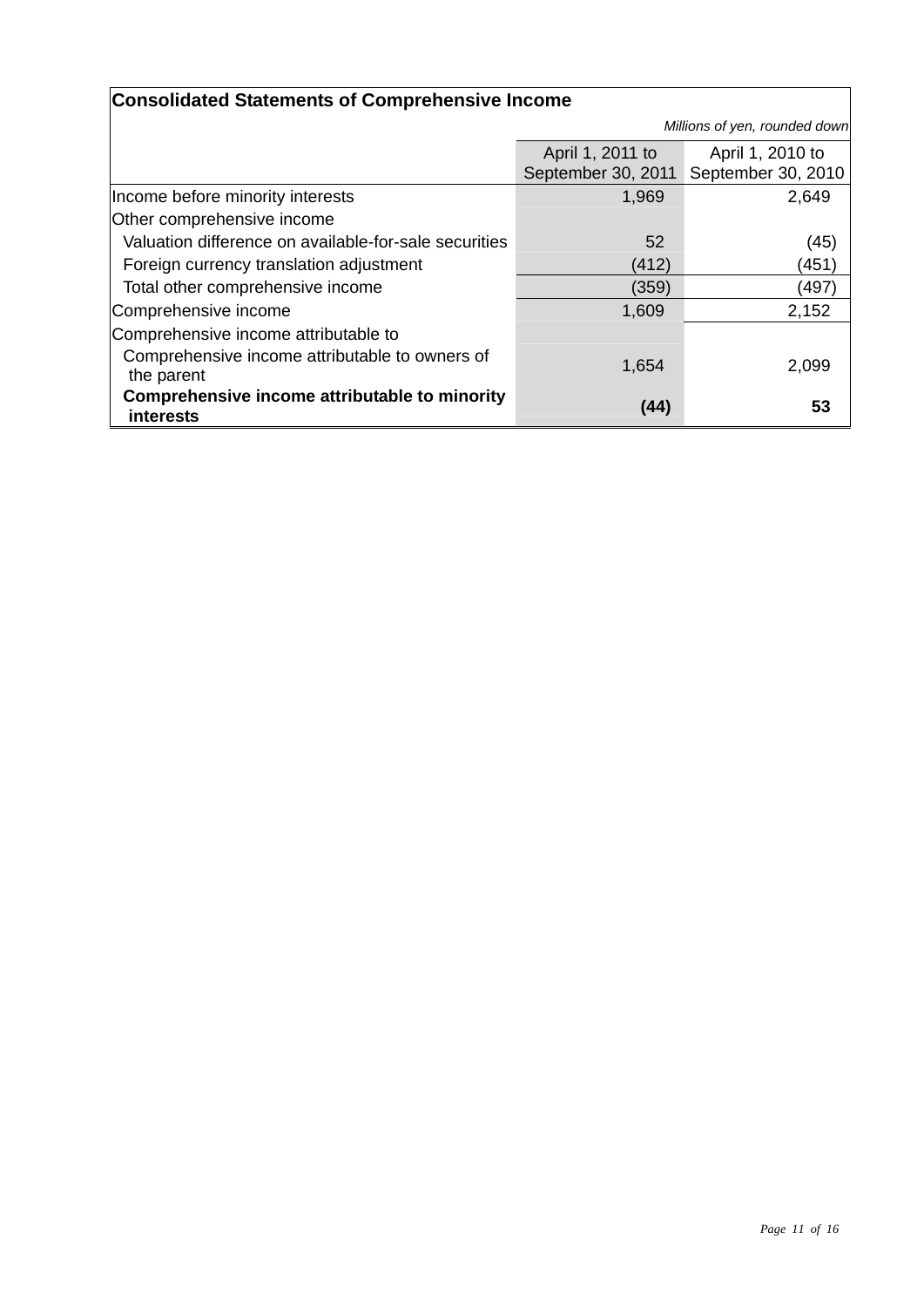## Consolidated Statements of Comprehensive Income

*Millions of yen, rounded down*

| | April 1, 2011 to September 30, 2011 | April 1, 2010 to September 30, 2010 |
|---|---|---|
| Income before minority interests | 1,969 | 2,649 |
| Other comprehensive income | | |
| Valuation difference on available-for-sale securities | 52 | (45) |
| Foreign currency translation adjustment | (412) | (451) |
| Total other comprehensive income | (359) | (497) |
| Comprehensive income | 1,609 | 2,152 |
| Comprehensive income attributable to | | |
| Comprehensive income attributable to owners of the parent | 1,654 | 2,099 |
| **Comprehensive income attributable to minority interests** | **(44)** | **53** |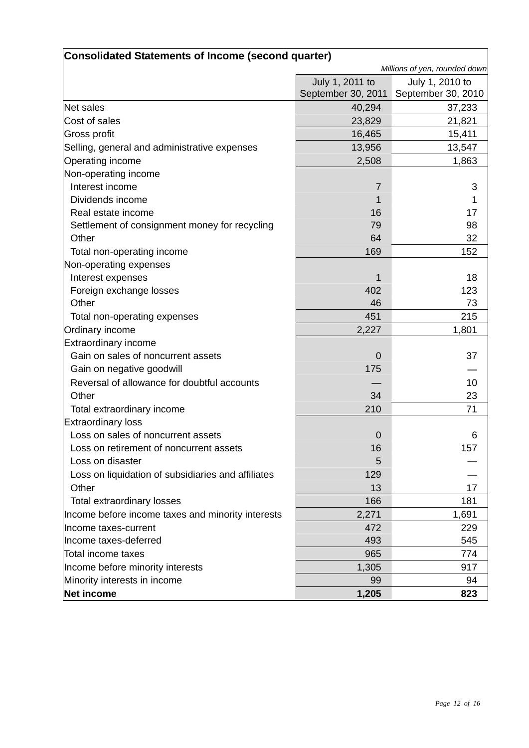**Consolidated Statements of Income (second quarter)**

*Millions of yen, rounded down*

| | July 1, 2011 to September 30, 2011 | July 1, 2010 to September 30, 2010 |
|---|---|---|
| Net sales | 40,294 | 37,233 |
| Cost of sales | 23,829 | 21,821 |
| Gross profit | 16,465 | 15,411 |
| Selling, general and administrative expenses | 13,956 | 13,547 |
| Operating income | 2,508 | 1,863 |
| Non-operating income | | |
| Interest income | 7 | 3 |
| Dividends income | 1 | 1 |
| Real estate income | 16 | 17 |
| Settlement of consignment money for recycling | 79 | 98 |
| Other | 64 | 32 |
| Total non-operating income | 169 | 152 |
| Non-operating expenses | | |
| Interest expenses | 1 | 18 |
| Foreign exchange losses | 402 | 123 |
| Other | 46 | 73 |
| Total non-operating expenses | 451 | 215 |
| Ordinary income | 2,227 | 1,801 |
| Extraordinary income | | |
| Gain on sales of noncurrent assets | 0 | 37 |
| Gain on negative goodwill | 175 | — |
| Reversal of allowance for doubtful accounts | — | 10 |
| Other | 34 | 23 |
| Total extraordinary income | 210 | 71 |
| Extraordinary loss | | |
| Loss on sales of noncurrent assets | 0 | 6 |
| Loss on retirement of noncurrent assets | 16 | 157 |
| Loss on disaster | 5 | — |
| Loss on liquidation of subsidiaries and affiliates | 129 | — |
| Other | 13 | 17 |
| Total extraordinary losses | 166 | 181 |
| Income before income taxes and minority interests | 2,271 | 1,691 |
| Income taxes-current | 472 | 229 |
| Income taxes-deferred | 493 | 545 |
| Total income taxes | 965 | 774 |
| Income before minority interests | 1,305 | 917 |
| Minority interests in income | 99 | 94 |
| **Net income** | **1,205** | **823** |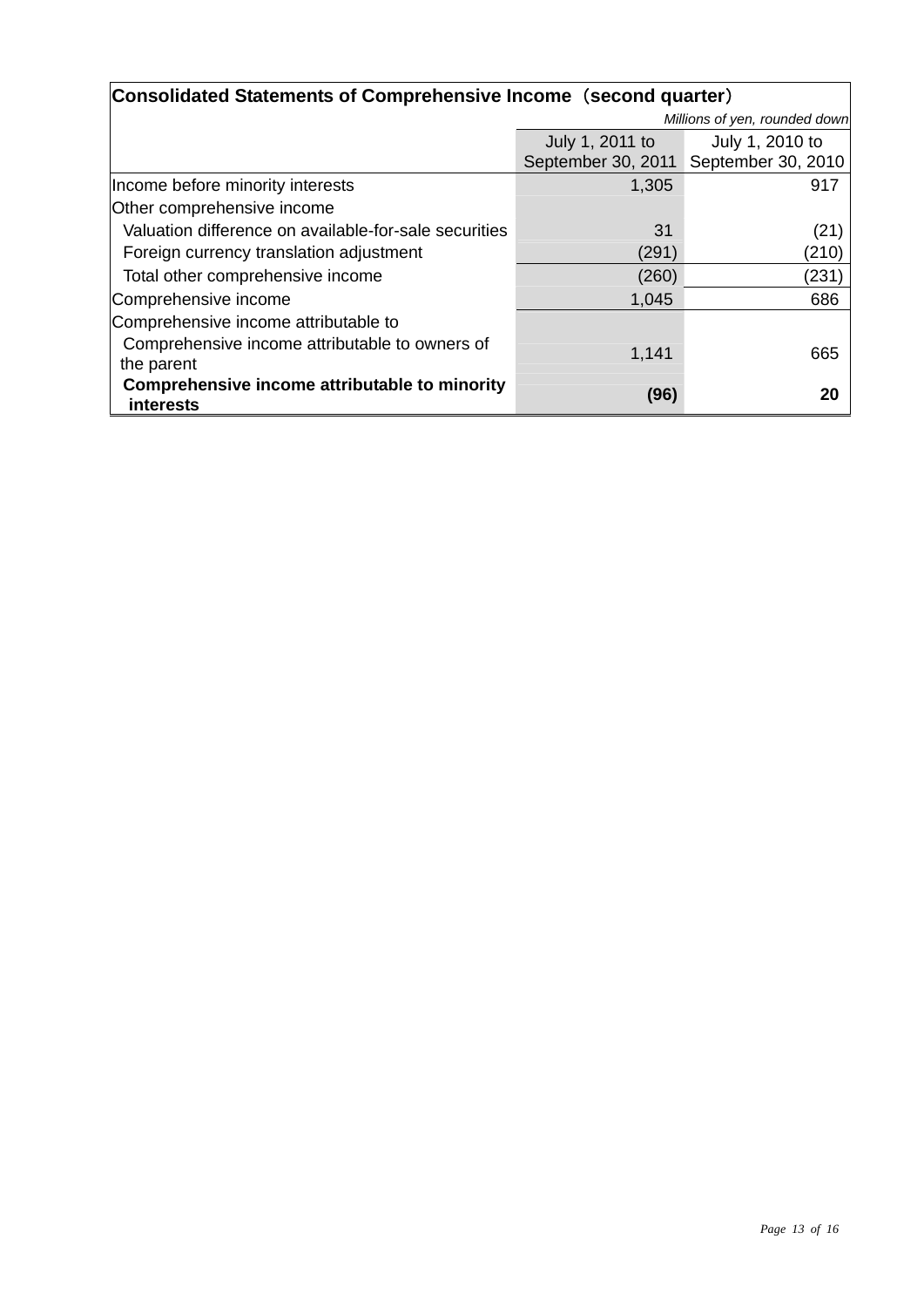| Consolidated Statements of Comprehensive Income（second quarter） | | |
|---|---|---|
| | | *Millions of yen, rounded down* |
| | July 1, 2011 to September 30, 2011 | July 1, 2010 to September 30, 2010 |
| Income before minority interests | 1,305 | 917 |
| Other comprehensive income | | |
| Valuation difference on available-for-sale securities | 31 | (21) |
| Foreign currency translation adjustment | (291) | (210) |
| Total other comprehensive income | (260) | (231) |
| Comprehensive income | 1,045 | 686 |
| Comprehensive income attributable to | | |
| Comprehensive income attributable to owners of the parent | 1,141 | 665 |
| **Comprehensive income attributable to minority interests** | **(96)** | **20** |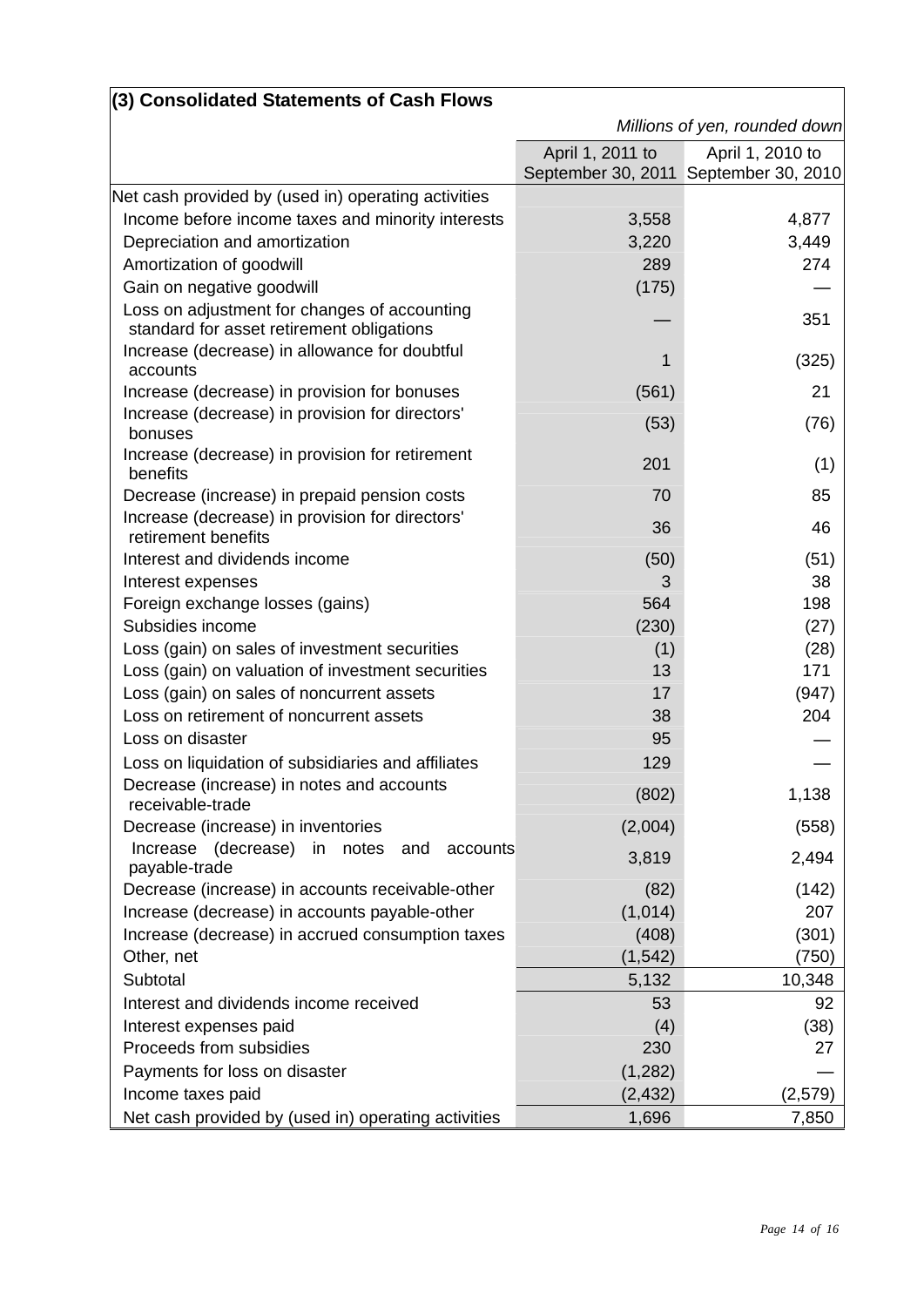### (3) Consolidated Statements of Cash Flows

*Millions of yen, rounded down*

| | April 1, 2011 to September 30, 2011 | April 1, 2010 to September 30, 2010 |
|---|---|---|
| Net cash provided by (used in) operating activities | | |
| Income before income taxes and minority interests | 3,558 | 4,877 |
| Depreciation and amortization | 3,220 | 3,449 |
| Amortization of goodwill | 289 | 274 |
| Gain on negative goodwill | (175) | — |
| Loss on adjustment for changes of accounting standard for asset retirement obligations | — | 351 |
| Increase (decrease) in allowance for doubtful accounts | 1 | (325) |
| Increase (decrease) in provision for bonuses | (561) | 21 |
| Increase (decrease) in provision for directors' bonuses | (53) | (76) |
| Increase (decrease) in provision for retirement benefits | 201 | (1) |
| Decrease (increase) in prepaid pension costs | 70 | 85 |
| Increase (decrease) in provision for directors' retirement benefits | 36 | 46 |
| Interest and dividends income | (50) | (51) |
| Interest expenses | 3 | 38 |
| Foreign exchange losses (gains) | 564 | 198 |
| Subsidies income | (230) | (27) |
| Loss (gain) on sales of investment securities | (1) | (28) |
| Loss (gain) on valuation of investment securities | 13 | 171 |
| Loss (gain) on sales of noncurrent assets | 17 | (947) |
| Loss on retirement of noncurrent assets | 38 | 204 |
| Loss on disaster | 95 | — |
| Loss on liquidation of subsidiaries and affiliates | 129 | — |
| Decrease (increase) in notes and accounts receivable-trade | (802) | 1,138 |
| Decrease (increase) in inventories | (2,004) | (558) |
| Increase (decrease) in notes and accounts payable-trade | 3,819 | 2,494 |
| Decrease (increase) in accounts receivable-other | (82) | (142) |
| Increase (decrease) in accounts payable-other | (1,014) | 207 |
| Increase (decrease) in accrued consumption taxes | (408) | (301) |
| Other, net | (1,542) | (750) |
| Subtotal | 5,132 | 10,348 |
| Interest and dividends income received | 53 | 92 |
| Interest expenses paid | (4) | (38) |
| Proceeds from subsidies | 230 | 27 |
| Payments for loss on disaster | (1,282) | — |
| Income taxes paid | (2,432) | (2,579) |
| Net cash provided by (used in) operating activities | 1,696 | 7,850 |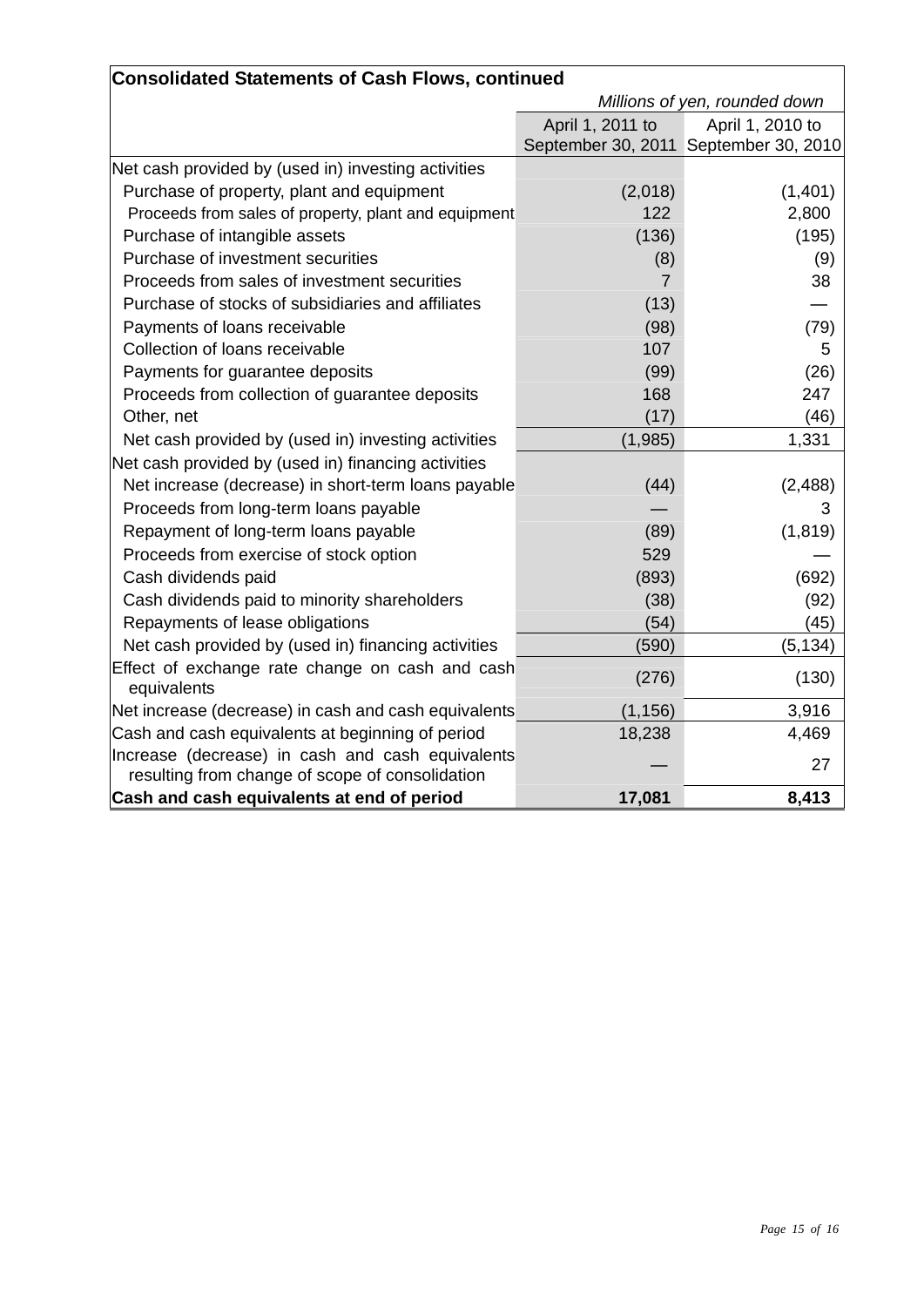**Consolidated Statements of Cash Flows, continued**

| | *Millions of yen, rounded down* | |
|---|---|---|
| | April 1, 2011 to September 30, 2011 | April 1, 2010 to September 30, 2010 |
| Net cash provided by (used in) investing activities | | |
| Purchase of property, plant and equipment | (2,018) | (1,401) |
| Proceeds from sales of property, plant and equipment | 122 | 2,800 |
| Purchase of intangible assets | (136) | (195) |
| Purchase of investment securities | (8) | (9) |
| Proceeds from sales of investment securities | 7 | 38 |
| Purchase of stocks of subsidiaries and affiliates | (13) | — |
| Payments of loans receivable | (98) | (79) |
| Collection of loans receivable | 107 | 5 |
| Payments for guarantee deposits | (99) | (26) |
| Proceeds from collection of guarantee deposits | 168 | 247 |
| Other, net | (17) | (46) |
| Net cash provided by (used in) investing activities | (1,985) | 1,331 |
| Net cash provided by (used in) financing activities | | |
| Net increase (decrease) in short-term loans payable | (44) | (2,488) |
| Proceeds from long-term loans payable | — | 3 |
| Repayment of long-term loans payable | (89) | (1,819) |
| Proceeds from exercise of stock option | 529 | — |
| Cash dividends paid | (893) | (692) |
| Cash dividends paid to minority shareholders | (38) | (92) |
| Repayments of lease obligations | (54) | (45) |
| Net cash provided by (used in) financing activities | (590) | (5,134) |
| Effect of exchange rate change on cash and cash equivalents | (276) | (130) |
| Net increase (decrease) in cash and cash equivalents | (1,156) | 3,916 |
| Cash and cash equivalents at beginning of period | 18,238 | 4,469 |
| Increase (decrease) in cash and cash equivalents resulting from change of scope of consolidation | — | 27 |
| **Cash and cash equivalents at end of period** | **17,081** | **8,413** |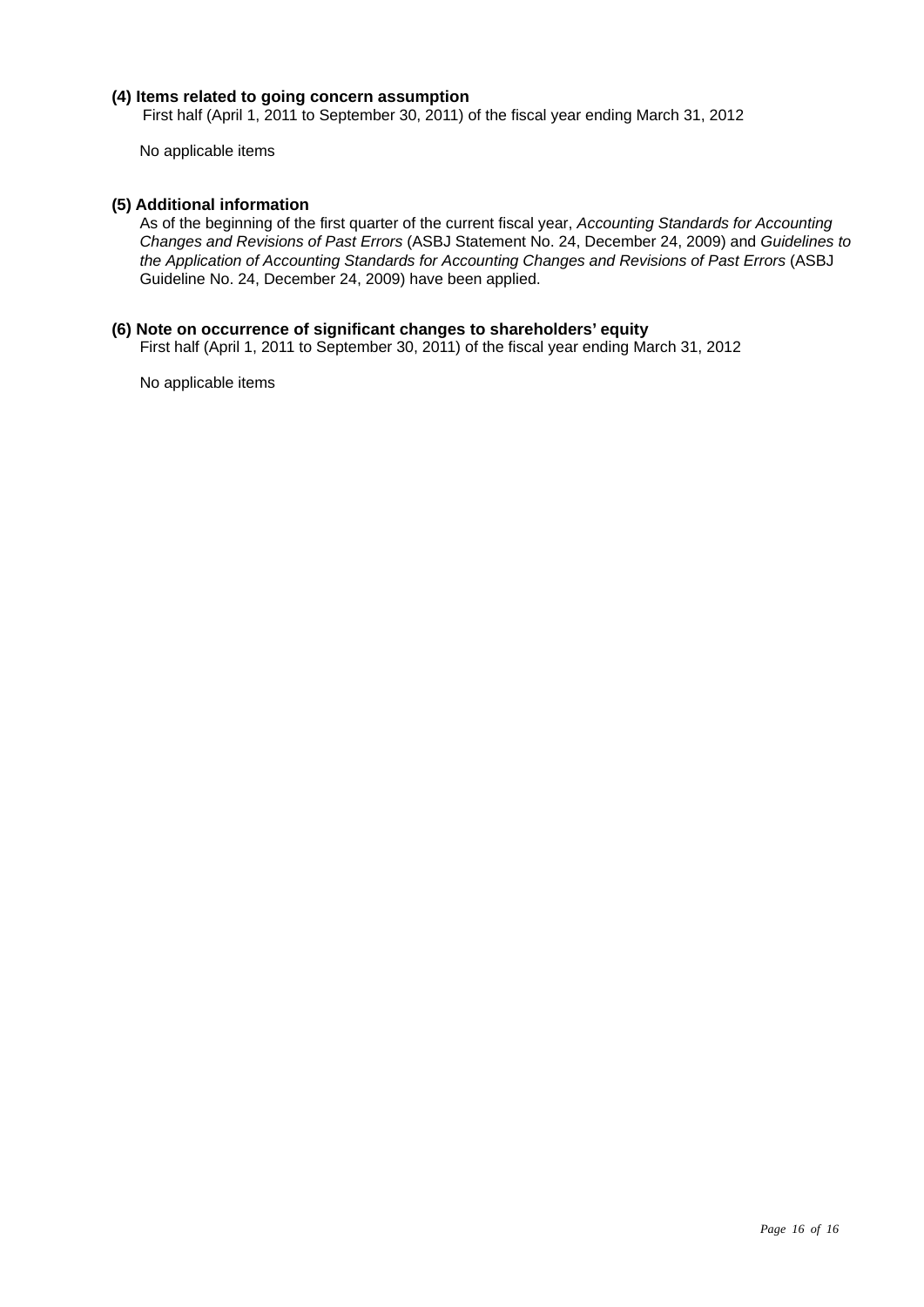**(4) Items related to going concern assumption**

First half (April 1, 2011 to September 30, 2011) of the fiscal year ending March 31, 2012

No applicable items

**(5) Additional information**

As of the beginning of the first quarter of the current fiscal year, *Accounting Standards for Accounting Changes and Revisions of Past Errors* (ASBJ Statement No. 24, December 24, 2009) and *Guidelines to the Application of Accounting Standards for Accounting Changes and Revisions of Past Errors* (ASBJ Guideline No. 24, December 24, 2009) have been applied.

**(6) Note on occurrence of significant changes to shareholders' equity**

First half (April 1, 2011 to September 30, 2011) of the fiscal year ending March 31, 2012

No applicable items